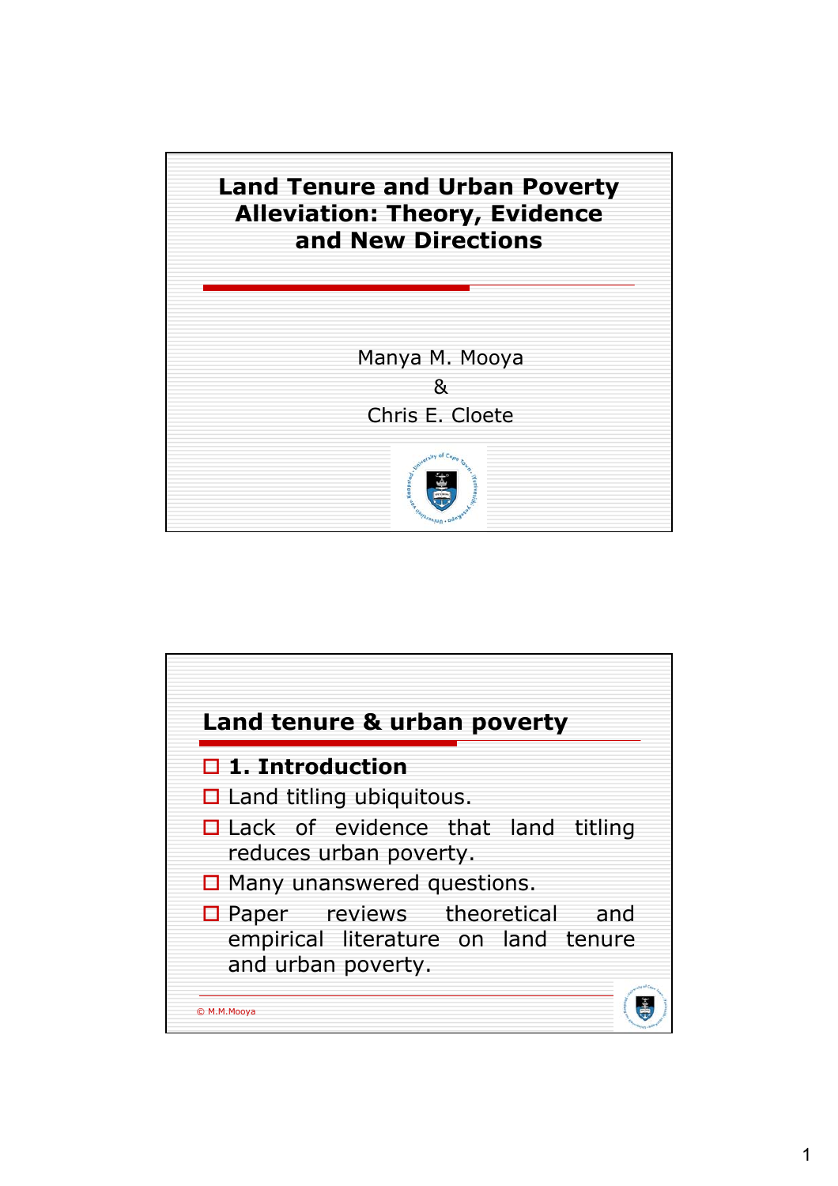# Land Tenure and Urban Poverty Alleviation: Theory, Evidence and New Directions

Manya M. Mooya

&

Chris E. Cloete

## Land tenure & urban poverty

- **1. Introduction**
- Land titling ubiquitous.
- Lack of evidence that land titling reduces urban poverty.
- Many unanswered questions.
- Paper reviews theoretical and empirical literature on land tenure and urban poverty.

© M.M.Mooya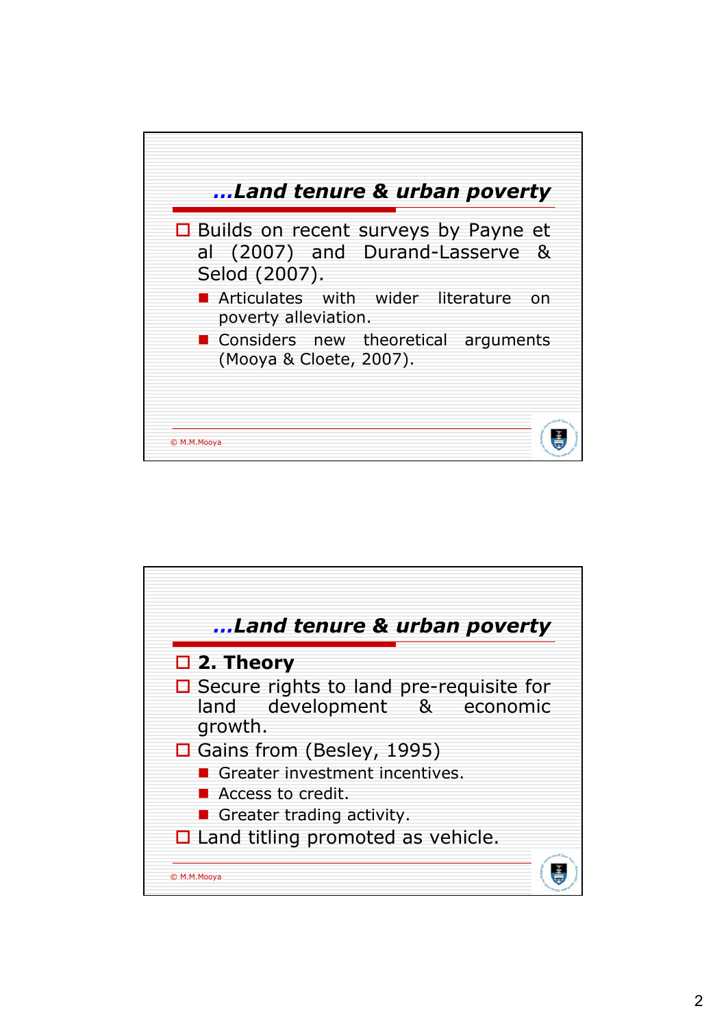## ...Land tenure & urban poverty

- Builds on recent surveys by Payne et al (2007) and Durand-Lasserve & Selod (2007).
  - Articulates with wider literature on poverty alleviation.
  - Considers new theoretical arguments (Mooya & Cloete, 2007).

© M.M.Mooya

## ...Land tenure & urban poverty

- **2. Theory**
- Secure rights to land pre-requisite for land development & economic growth.
- Gains from (Besley, 1995)
  - Greater investment incentives.
  - Access to credit.
  - Greater trading activity.
- Land titling promoted as vehicle.

© M.M.Mooya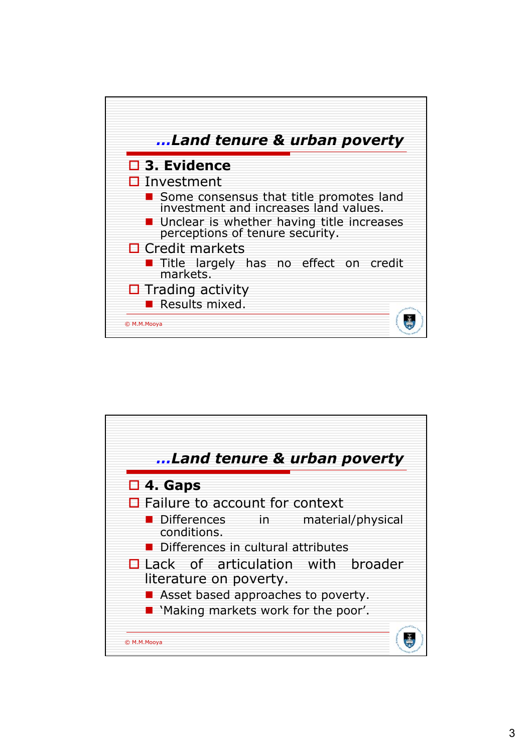## …Land tenure & urban poverty

- **3. Evidence**
- Investment
  - Some consensus that title promotes land investment and increases land values.
  - Unclear is whether having title increases perceptions of tenure security.
- Credit markets
  - Title largely has no effect on credit markets.
- Trading activity
  - Results mixed.

© M.M.Mooya

## …Land tenure & urban poverty

- **4. Gaps**
- Failure to account for context
  - Differences in material/physical conditions.
  - Differences in cultural attributes
- Lack of articulation with broader literature on poverty.
  - Asset based approaches to poverty.
  - 'Making markets work for the poor'.

© M.M.Mooya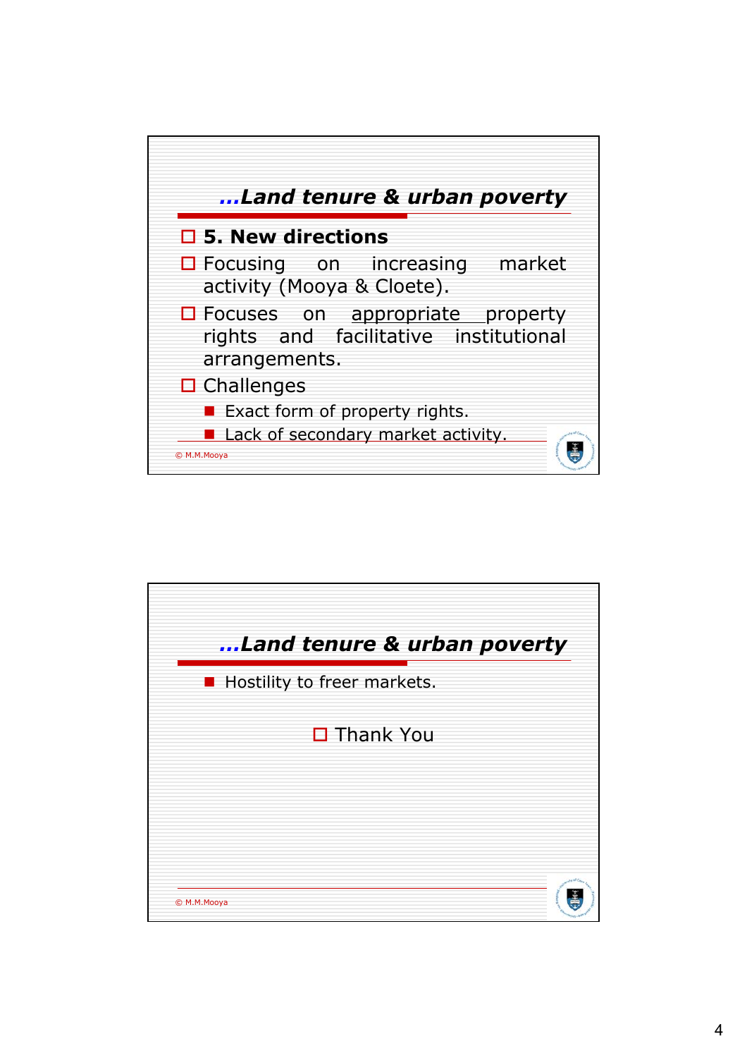## …Land tenure & urban poverty

- **5. New directions**
- Focusing on increasing market activity (Mooya & Cloete).
- Focuses on appropriate property rights and facilitative institutional arrangements.
- Challenges
  - Exact form of property rights.
  - Lack of secondary market activity.

© M.M.Mooya

## …Land tenure & urban poverty

- Hostility to freer markets.

Thank You

© M.M.Mooya